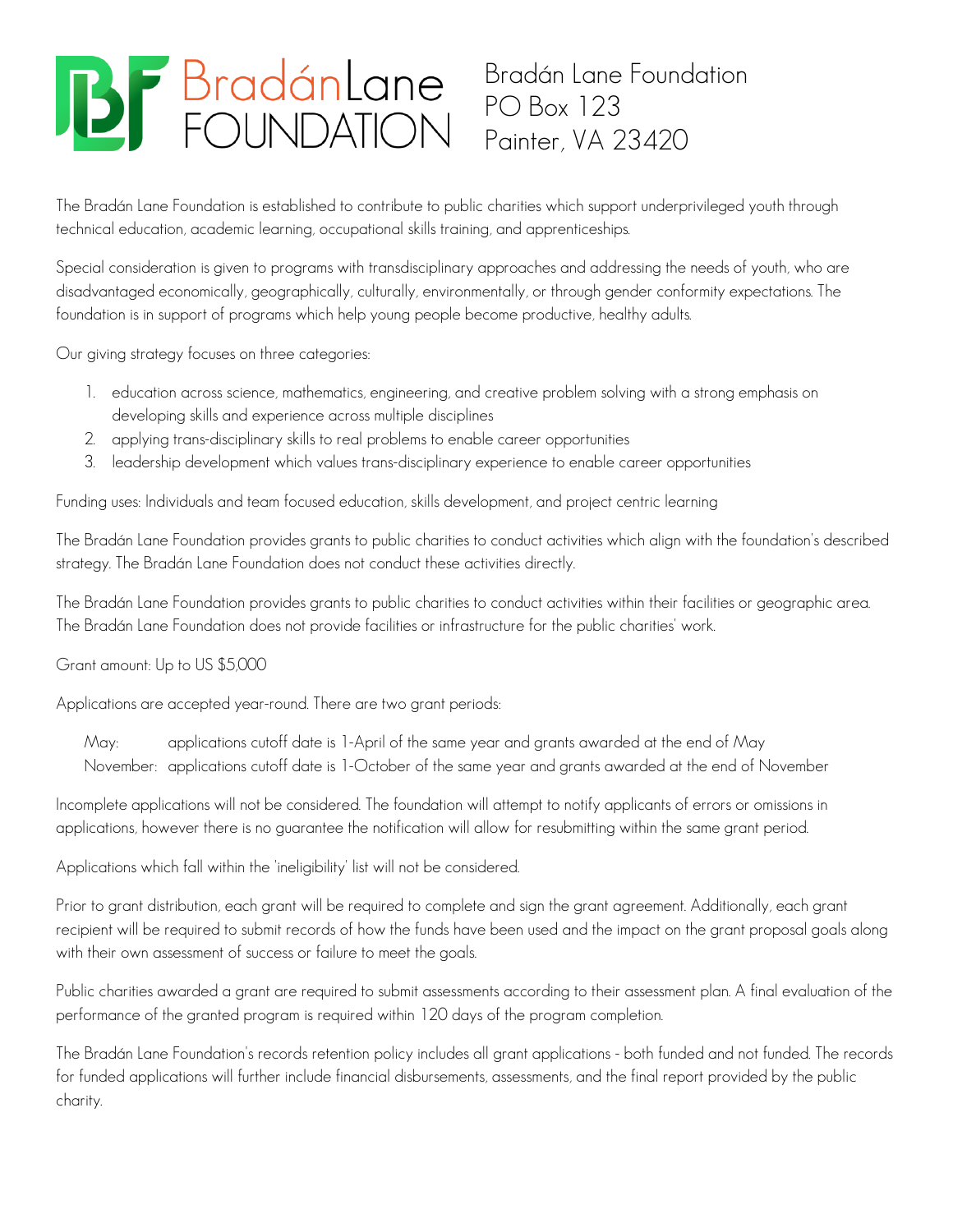# BradánLane FOUNDATION

Bradán Lane Foundation
PO Box 123
Painter, VA 23420

The Bradán Lane Foundation is established to contribute to public charities which support underprivileged youth through technical education, academic learning, occupational skills training, and apprenticeships.

Special consideration is given to programs with transdisciplinary approaches and addressing the needs of youth, who are disadvantaged economically, geographically, culturally, environmentally, or through gender conformity expectations. The foundation is in support of programs which help young people become productive, healthy adults.

Our giving strategy focuses on three categories:

1. education across science, mathematics, engineering, and creative problem solving with a strong emphasis on developing skills and experience across multiple disciplines
2. applying trans-disciplinary skills to real problems to enable career opportunities
3. leadership development which values trans-disciplinary experience to enable career opportunities

Funding uses: Individuals and team focused education, skills development, and project centric learning

The Bradán Lane Foundation provides grants to public charities to conduct activities which align with the foundation's described strategy. The Bradán Lane Foundation does not conduct these activities directly.

The Bradán Lane Foundation provides grants to public charities to conduct activities within their facilities or geographic area. The Bradán Lane Foundation does not provide facilities or infrastructure for the public charities' work.

Grant amount: Up to US $5,000

Applications are accepted year-round. There are two grant periods:

May: applications cutoff date is 1-April of the same year and grants awarded at the end of May
November: applications cutoff date is 1-October of the same year and grants awarded at the end of November

Incomplete applications will not be considered. The foundation will attempt to notify applicants of errors or omissions in applications, however there is no guarantee the notification will allow for resubmitting within the same grant period.

Applications which fall within the 'ineligibility' list will not be considered.

Prior to grant distribution, each grant will be required to complete and sign the grant agreement. Additionally, each grant recipient will be required to submit records of how the funds have been used and the impact on the grant proposal goals along with their own assessment of success or failure to meet the goals.

Public charities awarded a grant are required to submit assessments according to their assessment plan. A final evaluation of the performance of the granted program is required within 120 days of the program completion.

The Bradán Lane Foundation's records retention policy includes all grant applications - both funded and not funded. The records for funded applications will further include financial disbursements, assessments, and the final report provided by the public charity.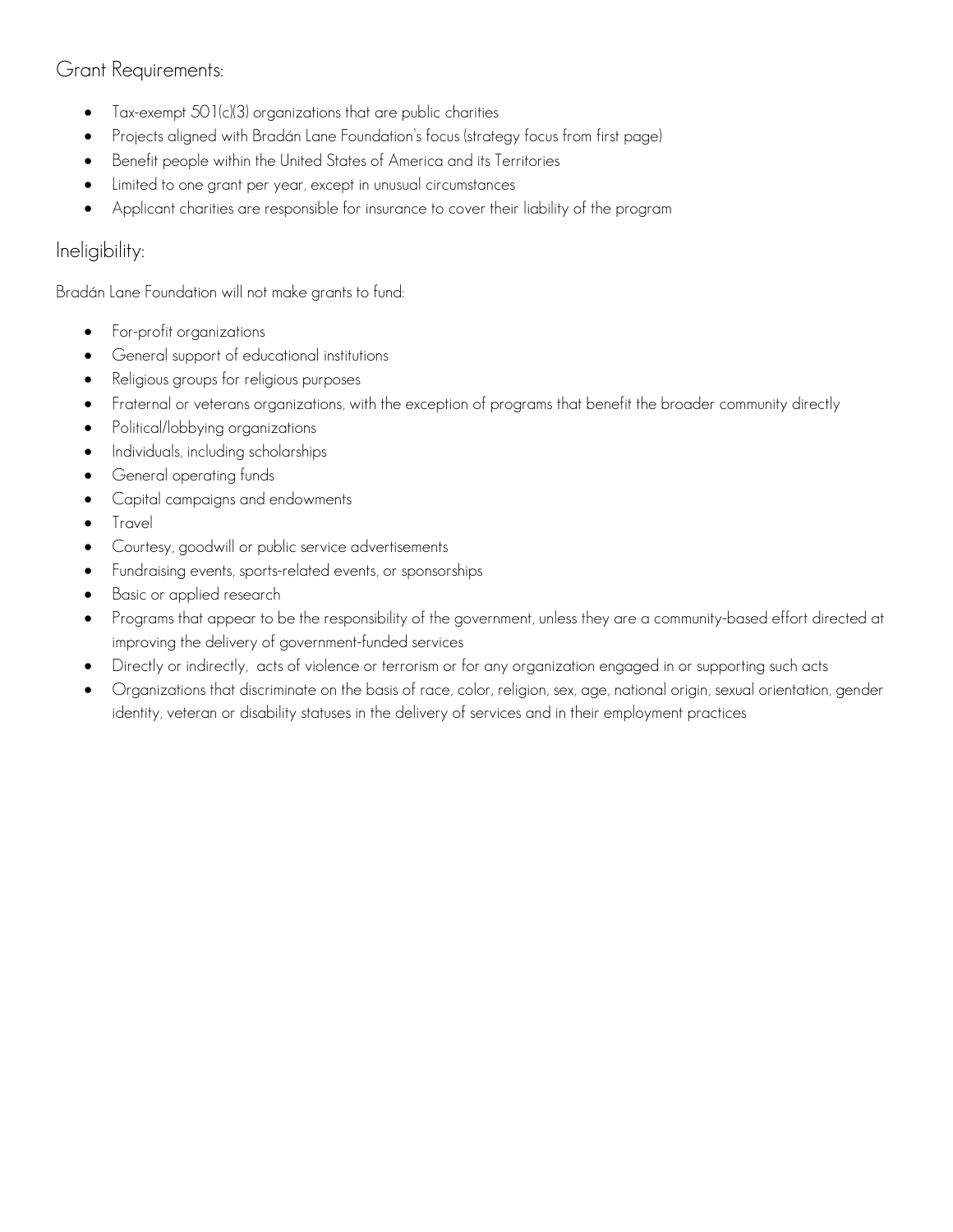## Grant Requirements:

- Tax-exempt 501(c)(3) organizations that are public charities
- Projects aligned with Bradán Lane Foundation's focus (strategy focus from first page)
- Benefit people within the United States of America and its Territories
- Limited to one grant per year, except in unusual circumstances
- Applicant charities are responsible for insurance to cover their liability of the program

## Ineligibility:

Bradán Lane Foundation will not make grants to fund:

- For-profit organizations
- General support of educational institutions
- Religious groups for religious purposes
- Fraternal or veterans organizations, with the exception of programs that benefit the broader community directly
- Political/lobbying organizations
- Individuals, including scholarships
- General operating funds
- Capital campaigns and endowments
- Travel
- Courtesy, goodwill or public service advertisements
- Fundraising events, sports-related events, or sponsorships
- Basic or applied research
- Programs that appear to be the responsibility of the government, unless they are a community-based effort directed at improving the delivery of government-funded services
- Directly or indirectly, acts of violence or terrorism or for any organization engaged in or supporting such acts
- Organizations that discriminate on the basis of race, color, religion, sex, age, national origin, sexual orientation, gender identity, veteran or disability statuses in the delivery of services and in their employment practices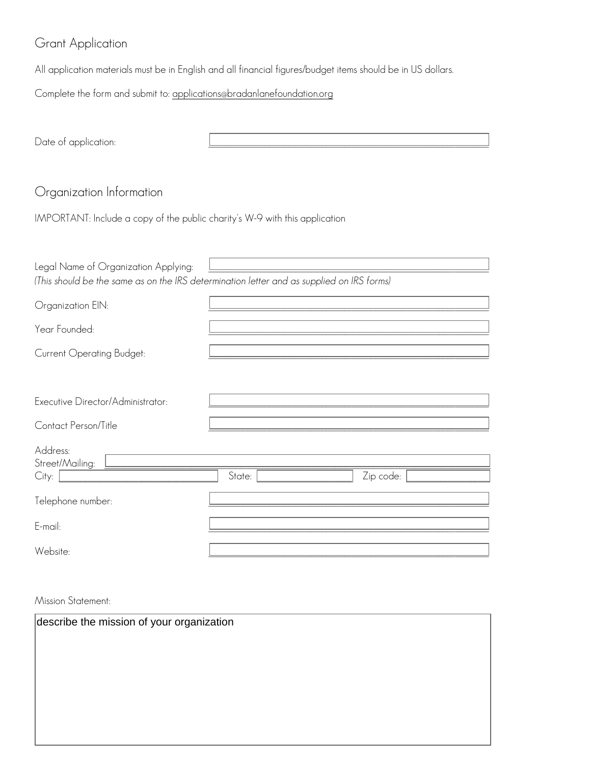# Grant Application

All application materials must be in English and all financial figures/budget items should be in US dollars.

Complete the form and submit to: applications@bradanlanefoundation.org

Date of application:

## Organization Information

IMPORTANT: Include a copy of the public charity's W-9 with this application

Legal Name of Organization Applying:

*(This should be the same as on the IRS determination letter and as supplied on IRS forms)*

Organization EIN:

Year Founded:

Current Operating Budget:

Executive Director/Administrator:

Contact Person/Title

Address:

Street/Mailing:

City: State: Zip code:

Telephone number:

E-mail:

Website:

Mission Statement:

describe the mission of your organization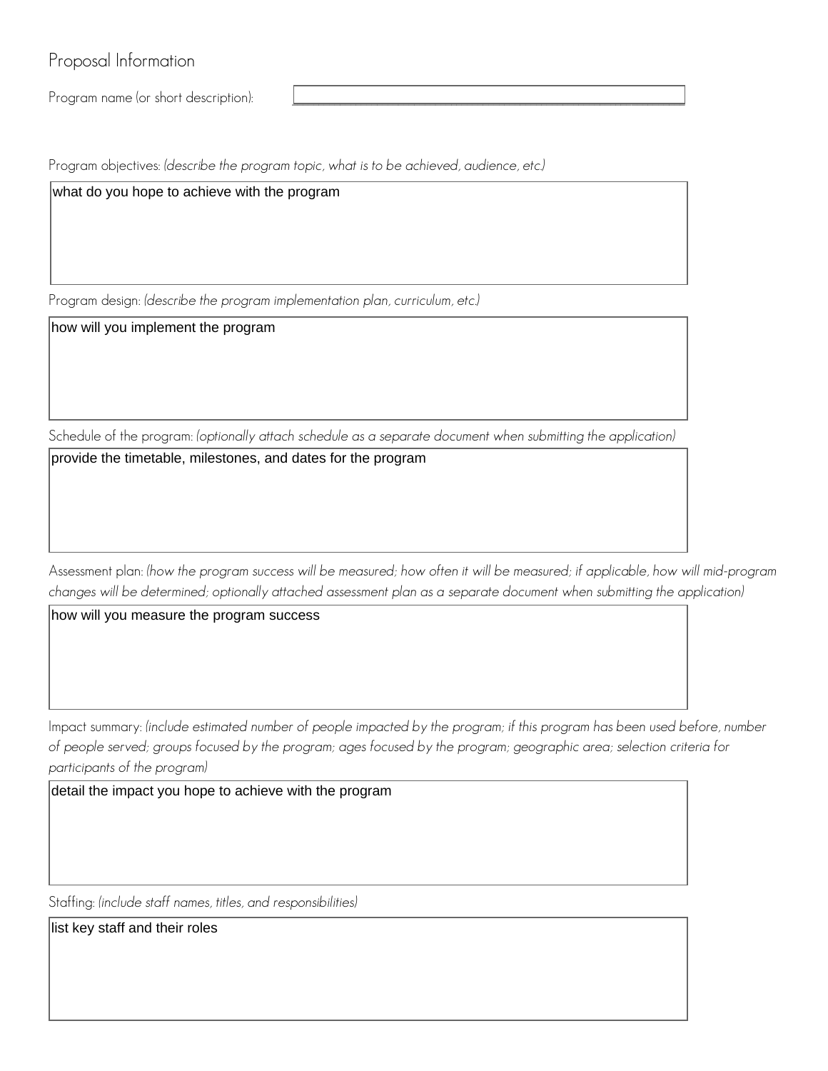## Proposal Information

Program name (or short description): ____________________

Program objectives: *(describe the program topic, what is to be achieved, audience, etc.)*

| what do you hope to achieve with the program |
|---|

Program design: *(describe the program implementation plan, curriculum, etc.)*

| how will you implement the program |
|---|

Schedule of the program: *(optionally attach schedule as a separate document when submitting the application)*

| provide the timetable, milestones, and dates for the program |
|---|

Assessment plan: *(how the program success will be measured; how often it will be measured; if applicable, how will mid-program changes will be determined; optionally attached assessment plan as a separate document when submitting the application)*

| how will you measure the program success |
|---|

Impact summary: *(include estimated number of people impacted by the program; if this program has been used before, number of people served; groups focused by the program; ages focused by the program; geographic area; selection criteria for participants of the program)*

| detail the impact you hope to achieve with the program |
|---|

Staffing: *(include staff names, titles, and responsibilities)*

| list key staff and their roles |
|---|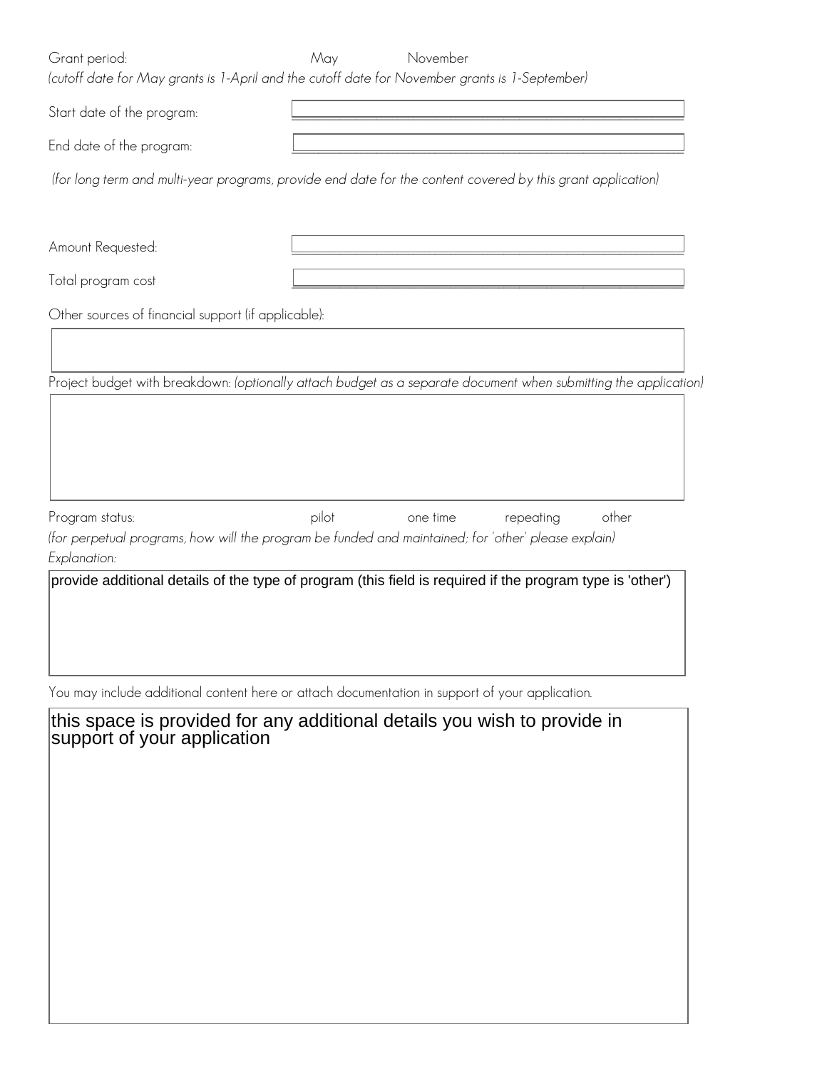Grant period: May November

*(cutoff date for May grants is 1-April and the cutoff date for November grants is 1-September)*

Start date of the program:

End date of the program:

*(for long term and multi-year programs, provide end date for the content covered by this grant application)*

Amount Requested:

Total program cost

Other sources of financial support (if applicable):

Project budget with breakdown: *(optionally attach budget as a separate document when submitting the application)*

Program status: pilot one time repeating other

*(for perpetual programs, how will the program be funded and maintained; for 'other' please explain)*

*Explanation:*

provide additional details of the type of program (this field is required if the program type is 'other')

You may include additional content here or attach documentation in support of your application.

this space is provided for any additional details you wish to provide in support of your application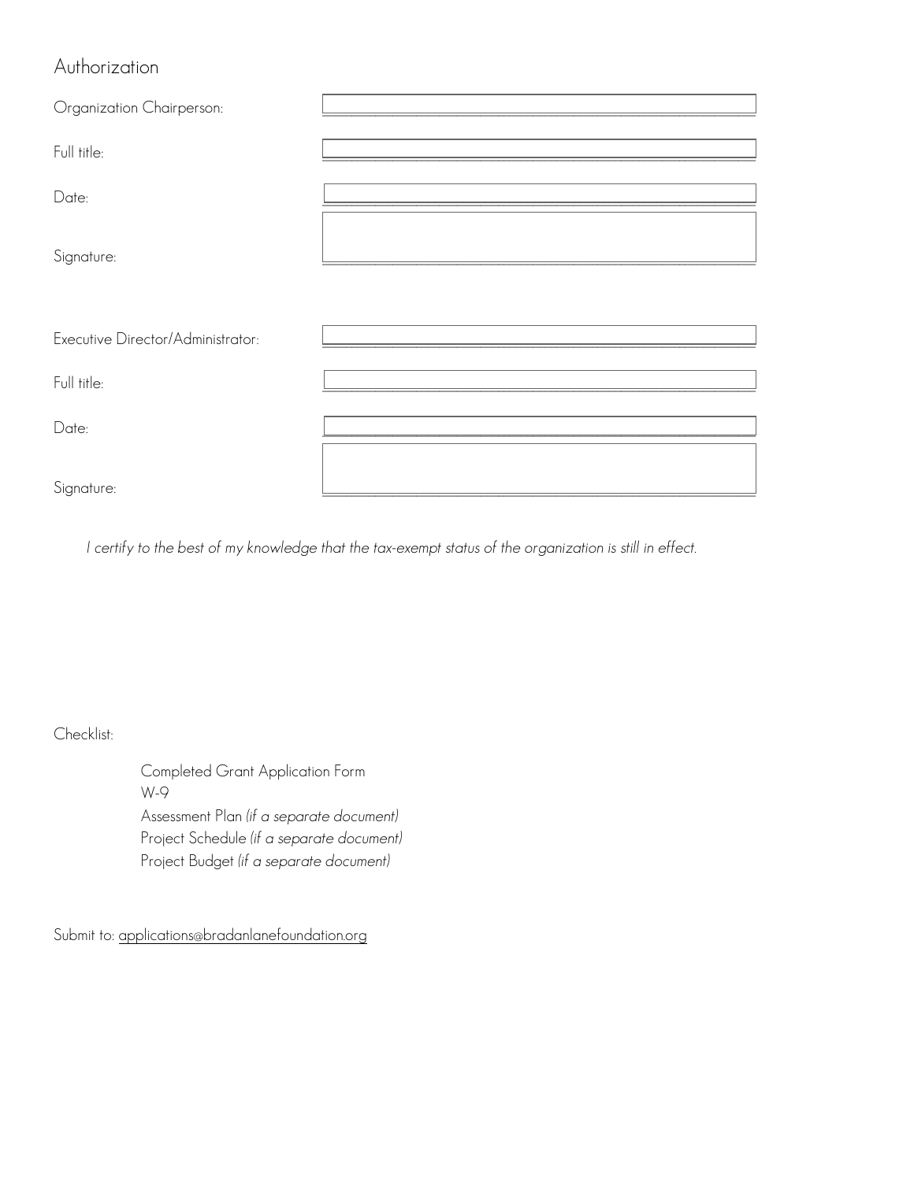## Authorization

Organization Chairperson:

Full title:

Date:

Signature:

Executive Director/Administrator:

Full title:

Date:

Signature:

*I certify to the best of my knowledge that the tax-exempt status of the organization is still in effect.*

Checklist:

- Completed Grant Application Form
- W-9
- Assessment Plan *(if a separate document)*
- Project Schedule *(if a separate document)*
- Project Budget *(if a separate document)*

Submit to: applications@bradanlanefoundation.org